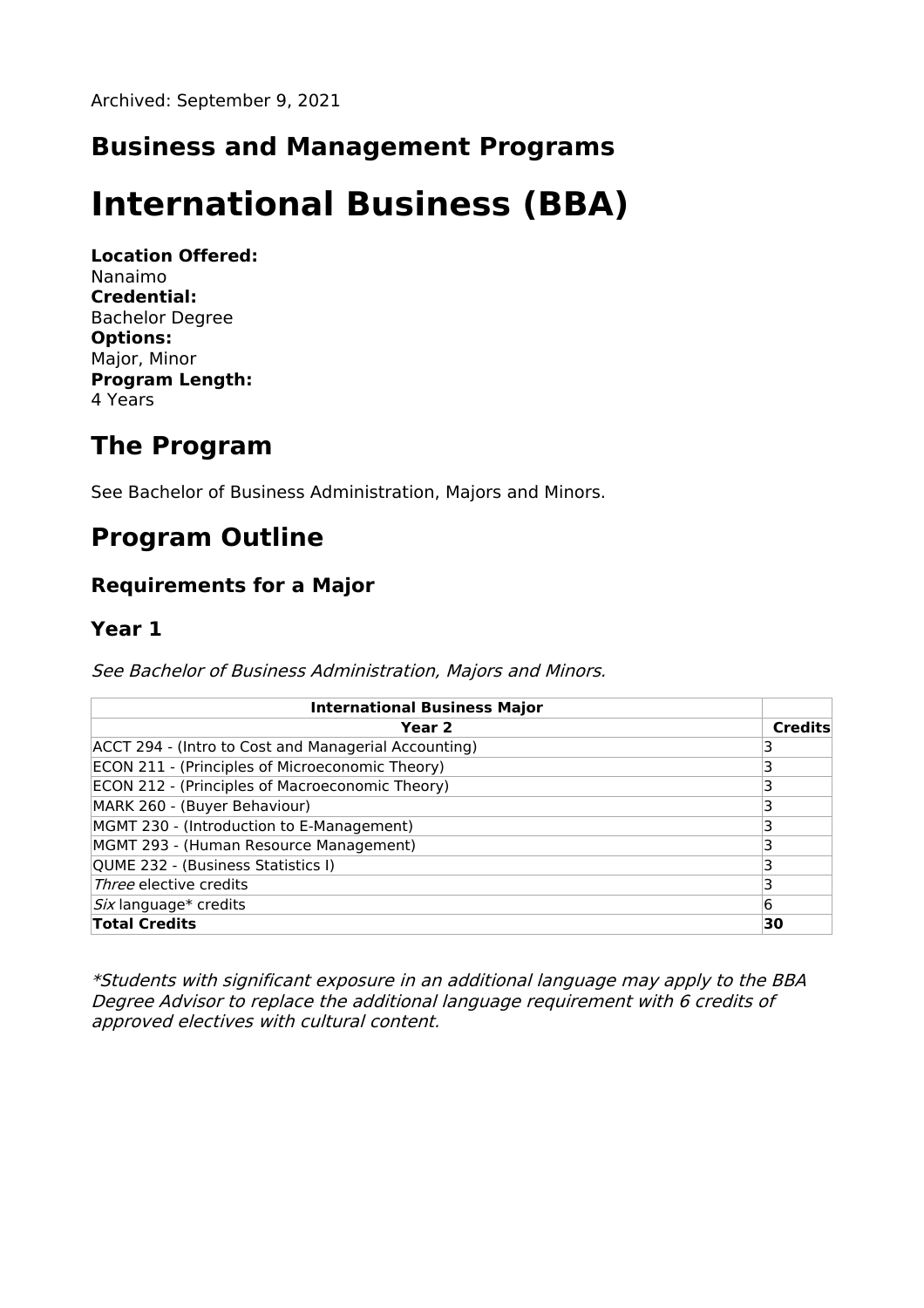Archived: September 9, 2021

## Business and Management Programs

# International Business (BBA)

**Location Offered:**
Nanaimo
**Credential:**
Bachelor Degree
**Options:**
Major, Minor
**Program Length:**
4 Years

## The Program

See Bachelor of Business Administration, Majors and Minors.

## Program Outline

### Requirements for a Major

### Year 1

*See Bachelor of Business Administration, Majors and Minors.*

| International Business Major | |
|---|---|
| **Year 2** | **Credits** |
| ACCT 294 - (Intro to Cost and Managerial Accounting) | 3 |
| ECON 211 - (Principles of Microeconomic Theory) | 3 |
| ECON 212 - (Principles of Macroeconomic Theory) | 3 |
| MARK 260 - (Buyer Behaviour) | 3 |
| MGMT 230 - (Introduction to E-Management) | 3 |
| MGMT 293 - (Human Resource Management) | 3 |
| QUME 232 - (Business Statistics I) | 3 |
| *Three* elective credits | 3 |
| *Six* language* credits | 6 |
| **Total Credits** | **30** |

**Students with significant exposure in an additional language may apply to the BBA Degree Advisor to replace the additional language requirement with 6 credits of approved electives with cultural content.*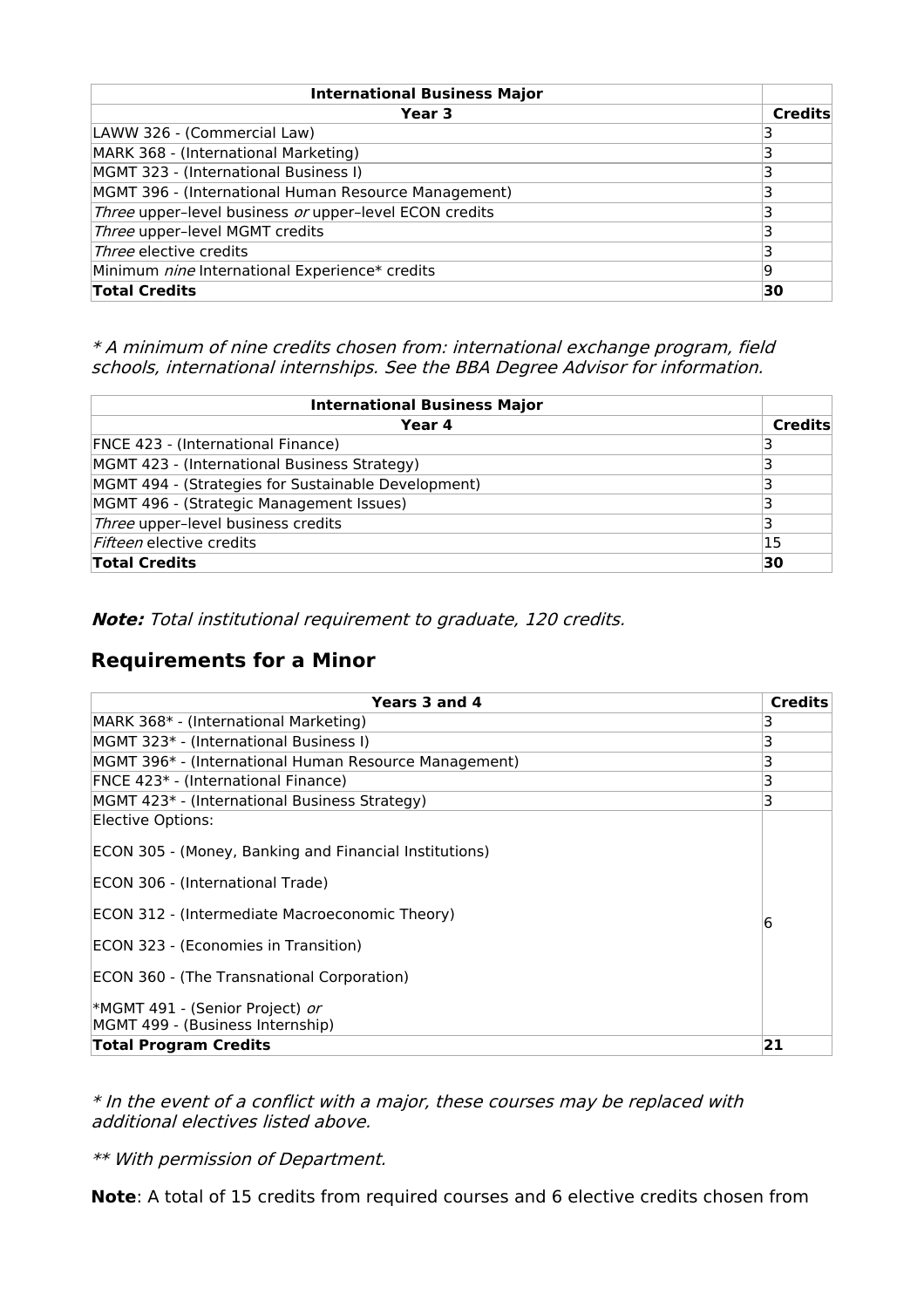| International Business Major | |
|---|---|
| **Year 3** | **Credits** |
| LAWW 326 - (Commercial Law) | 3 |
| MARK 368 - (International Marketing) | 3 |
| MGMT 323 - (International Business I) | 3 |
| MGMT 396 - (International Human Resource Management) | 3 |
| *Three* upper–level business *or* upper–level ECON credits | 3 |
| *Three* upper–level MGMT credits | 3 |
| *Three* elective credits | 3 |
| Minimum *nine* International Experience* credits | 9 |
| **Total Credits** | **30** |

*\* A minimum of nine credits chosen from: international exchange program, field schools, international internships. See the BBA Degree Advisor for information.*

| International Business Major | |
|---|---|
| **Year 4** | **Credits** |
| FNCE 423 - (International Finance) | 3 |
| MGMT 423 - (International Business Strategy) | 3 |
| MGMT 494 - (Strategies for Sustainable Development) | 3 |
| MGMT 496 - (Strategic Management Issues) | 3 |
| *Three* upper–level business credits | 3 |
| *Fifteen* elective credits | 15 |
| **Total Credits** | **30** |

***Note:*** *Total institutional requirement to graduate, 120 credits.*

## Requirements for a Minor

| Years 3 and 4 | Credits |
|---|---|
| MARK 368* - (International Marketing) | 3 |
| MGMT 323* - (International Business I) | 3 |
| MGMT 396* - (International Human Resource Management) | 3 |
| FNCE 423* - (International Finance) | 3 |
| MGMT 423* - (International Business Strategy) | 3 |
| Elective Options:<br><br>ECON 305 - (Money, Banking and Financial Institutions)<br><br>ECON 306 - (International Trade)<br><br>ECON 312 - (Intermediate Macroeconomic Theory)<br><br>ECON 323 - (Economies in Transition)<br><br>ECON 360 - (The Transnational Corporation)<br><br>*MGMT 491 - (Senior Project) *or*<br>MGMT 499 - (Business Internship) | 6 |
| **Total Program Credits** | **21** |

*\* In the event of a conflict with a major, these courses may be replaced with additional electives listed above.*

*\*\* With permission of Department.*

**Note**: A total of 15 credits from required courses and 6 elective credits chosen from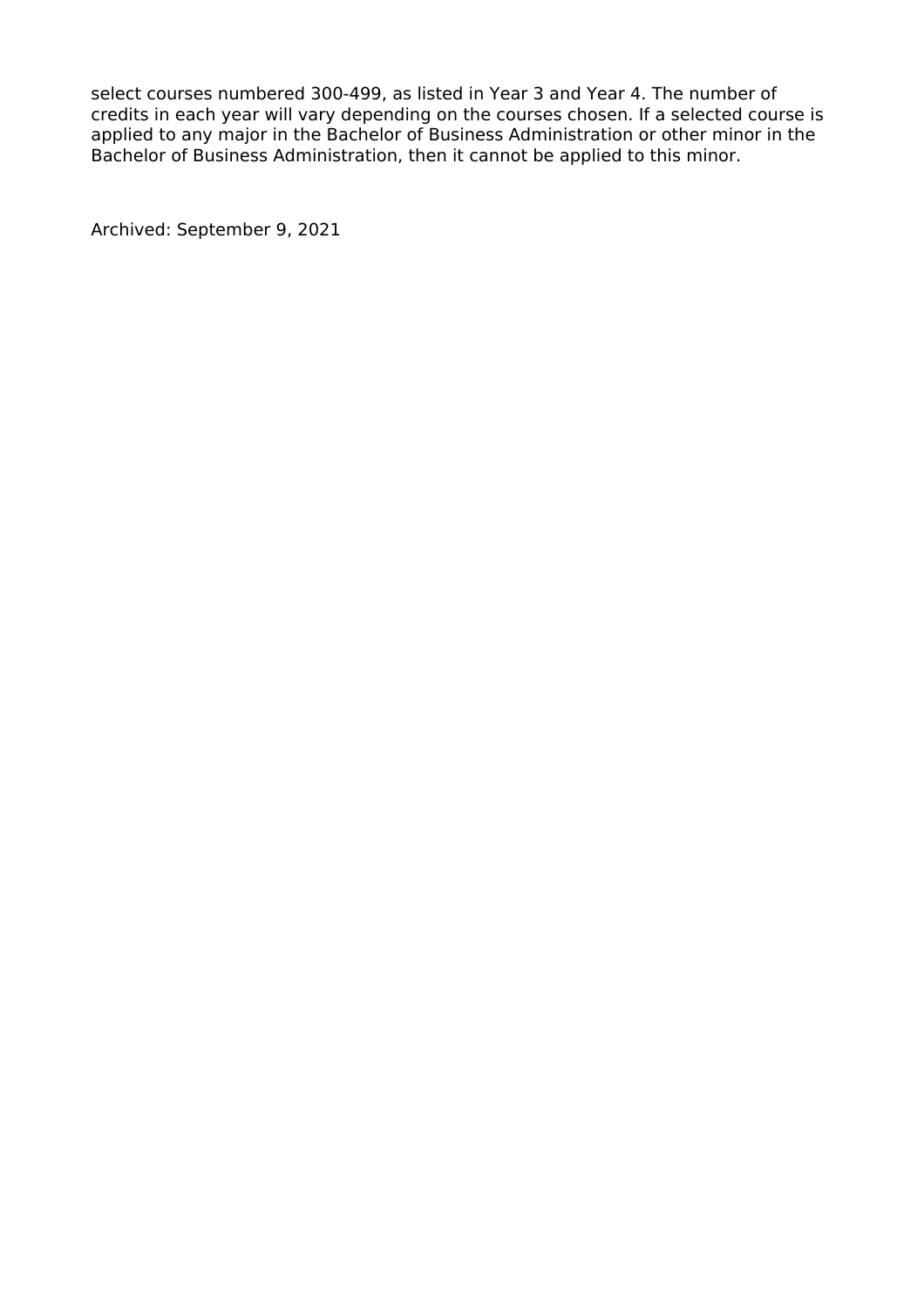select courses numbered 300-499, as listed in Year 3 and Year 4. The number of credits in each year will vary depending on the courses chosen. If a selected course is applied to any major in the Bachelor of Business Administration or other minor in the Bachelor of Business Administration, then it cannot be applied to this minor.

Archived: September 9, 2021